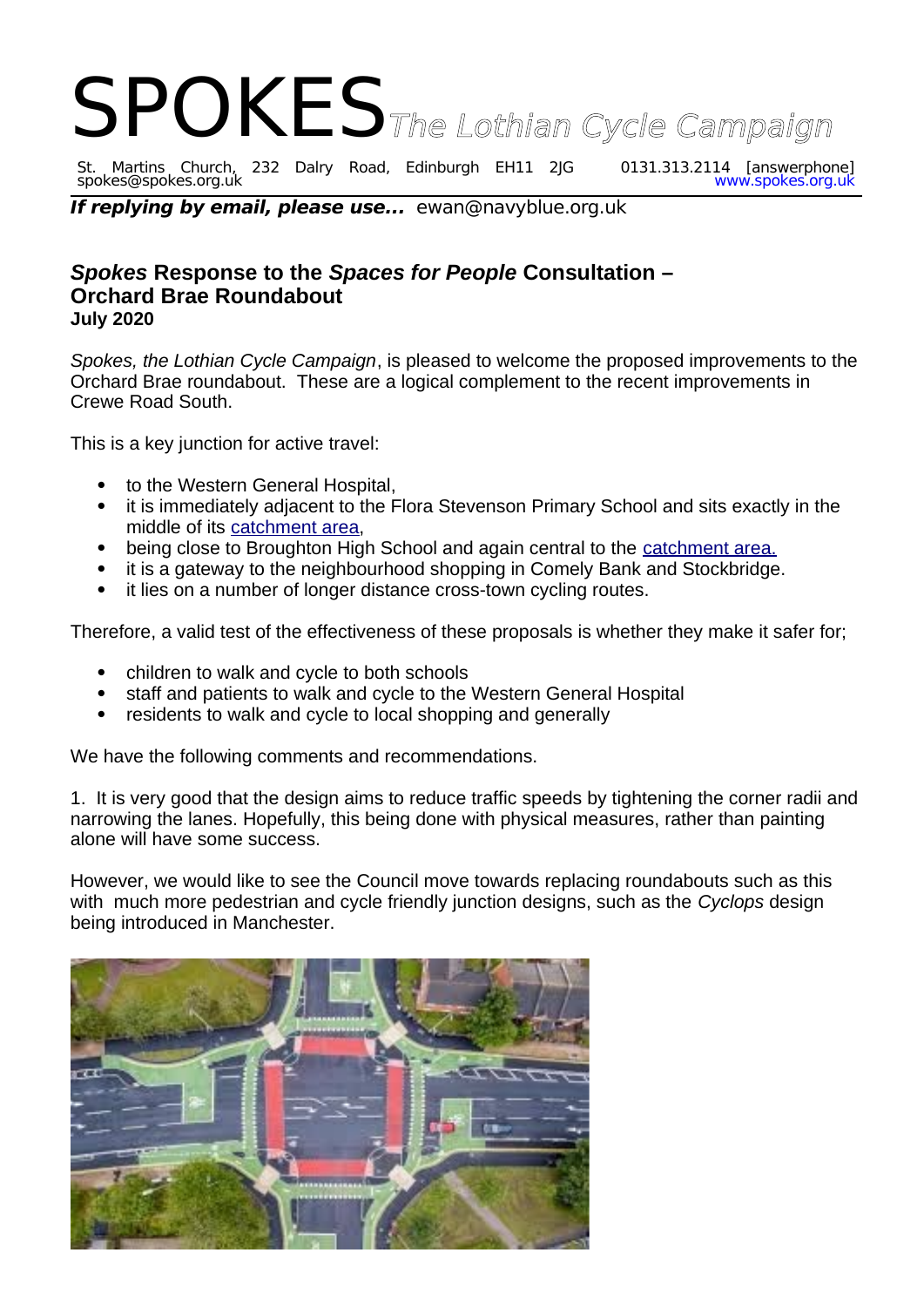# SPOKES *The Lothian Cycle Campaign*

St. Martins Church, 232 Dalry Road, Edinburgh EH11 2JG 0131.313.2114 [answerphone]
spokes@spokes.org.uk www.spokes.org.uk

***If replying by email, please use...*** ewan@navyblue.org.uk

## *Spokes* Response to the *Spaces for People* Consultation – Orchard Brae Roundabout

**July 2020**

*Spokes, the Lothian Cycle Campaign*, is pleased to welcome the proposed improvements to the Orchard Brae roundabout. These are a logical complement to the recent improvements in Crewe Road South.

This is a key junction for active travel:

- to the Western General Hospital,
- it is immediately adjacent to the Flora Stevenson Primary School and sits exactly in the middle of its catchment area,
- being close to Broughton High School and again central to the catchment area.
- it is a gateway to the neighbourhood shopping in Comely Bank and Stockbridge.
- it lies on a number of longer distance cross-town cycling routes.

Therefore, a valid test of the effectiveness of these proposals is whether they make it safer for;

- children to walk and cycle to both schools
- staff and patients to walk and cycle to the Western General Hospital
- residents to walk and cycle to local shopping and generally

We have the following comments and recommendations.

1. It is very good that the design aims to reduce traffic speeds by tightening the corner radii and narrowing the lanes. Hopefully, this being done with physical measures, rather than painting alone will have some success.

However, we would like to see the Council move towards replacing roundabouts such as this with much more pedestrian and cycle friendly junction designs, such as the *Cyclops* design being introduced in Manchester.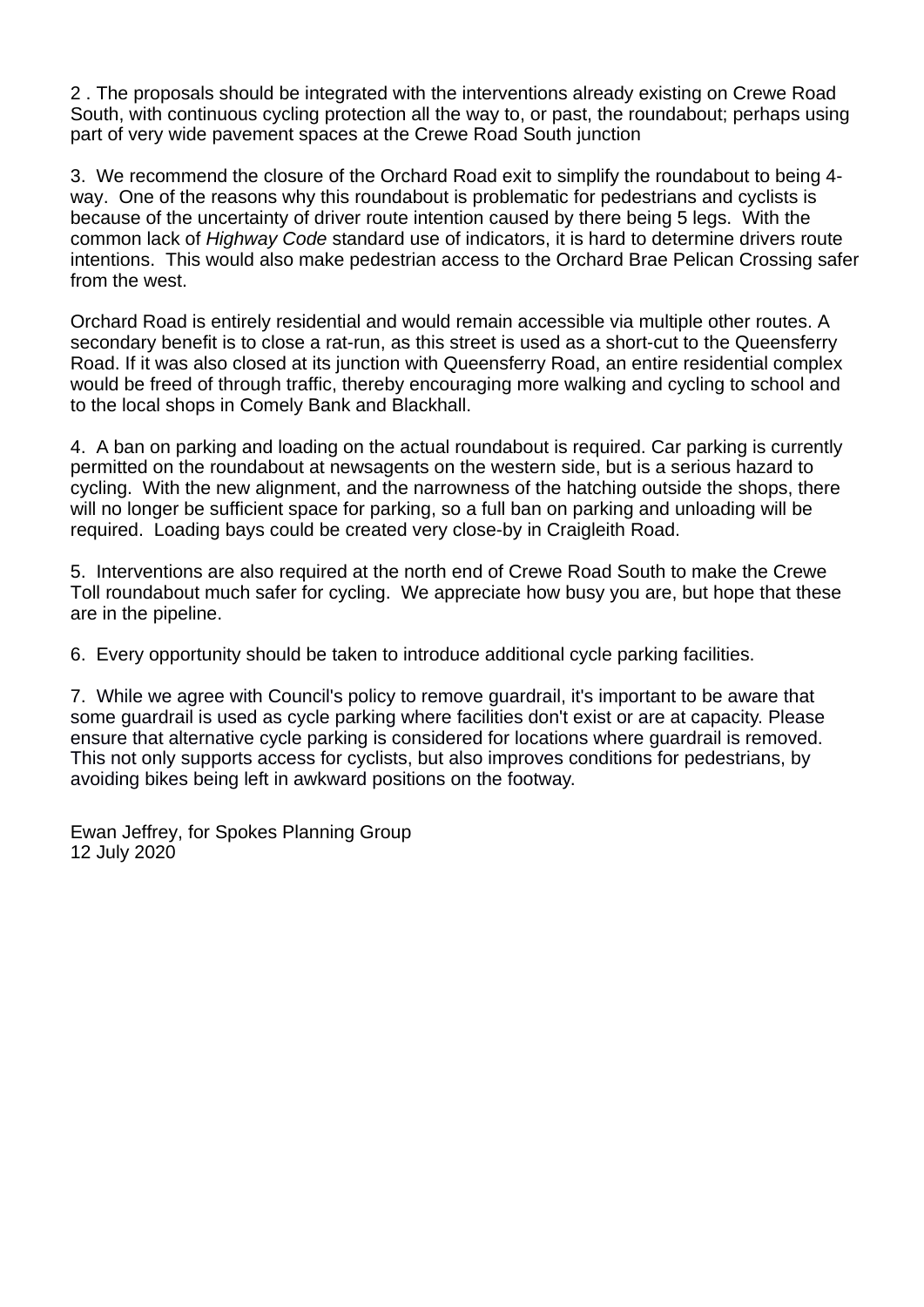2 . The proposals should be integrated with the interventions already existing on Crewe Road South, with continuous cycling protection all the way to, or past, the roundabout; perhaps using part of very wide pavement spaces at the Crewe Road South junction

3.  We recommend the closure of the Orchard Road exit to simplify the roundabout to being 4-way.  One of the reasons why this roundabout is problematic for pedestrians and cyclists is because of the uncertainty of driver route intention caused by there being 5 legs.  With the common lack of *Highway Code* standard use of indicators, it is hard to determine drivers route intentions.  This would also make pedestrian access to the Orchard Brae Pelican Crossing safer from the west.

Orchard Road is entirely residential and would remain accessible via multiple other routes. A secondary benefit is to close a rat-run, as this street is used as a short-cut to the Queensferry Road. If it was also closed at its junction with Queensferry Road, an entire residential complex would be freed of through traffic, thereby encouraging more walking and cycling to school and to the local shops in Comely Bank and Blackhall.

4.  A ban on parking and loading on the actual roundabout is required. Car parking is currently permitted on the roundabout at newsagents on the western side, but is a serious hazard to cycling.  With the new alignment, and the narrowness of the hatching outside the shops, there will no longer be sufficient space for parking, so a full ban on parking and unloading will be required.  Loading bays could be created very close-by in Craigleith Road.

5.  Interventions are also required at the north end of Crewe Road South to make the Crewe Toll roundabout much safer for cycling.  We appreciate how busy you are, but hope that these are in the pipeline.

6.  Every opportunity should be taken to introduce additional cycle parking facilities.

7.  While we agree with Council's policy to remove guardrail, it's important to be aware that some guardrail is used as cycle parking where facilities don't exist or are at capacity. Please ensure that alternative cycle parking is considered for locations where guardrail is removed. This not only supports access for cyclists, but also improves conditions for pedestrians, by avoiding bikes being left in awkward positions on the footway.

Ewan Jeffrey, for Spokes Planning Group
12 July 2020